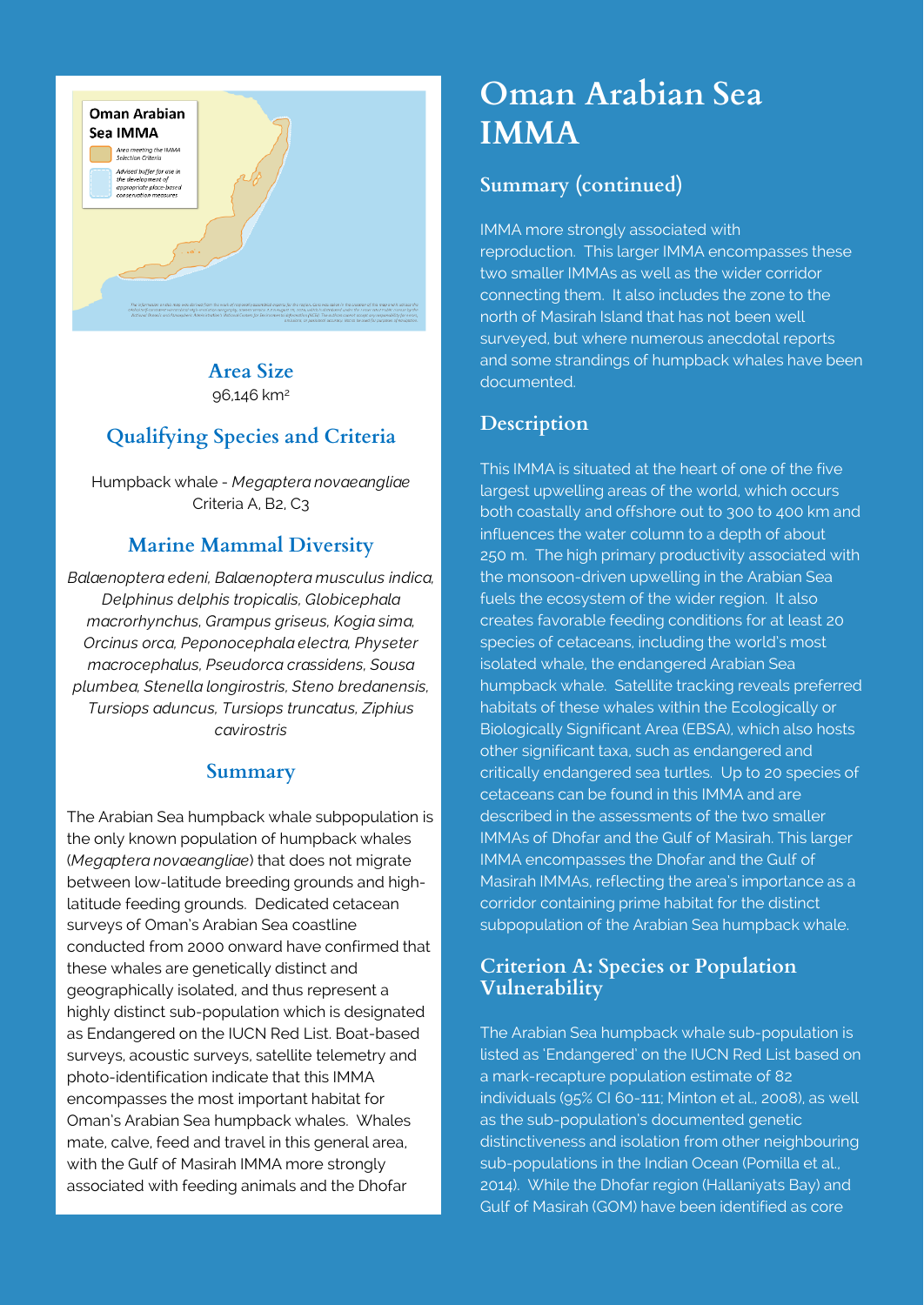# Oman Arabian Sea IMMA

## Area Size

96,146 km²

## Qualifying Species and Criteria

Humpback whale - *Megaptera novaeangliae*
Criteria A, B2, C3

## Marine Mammal Diversity

*Balaenoptera edeni, Balaenoptera musculus indica, Delphinus delphis tropicalis, Globicephala macrorhynchus, Grampus griseus, Kogia sima, Orcinus orca, Peponocephala electra, Physeter macrocephalus, Pseudorca crassidens, Sousa plumbea, Stenella longirostris, Steno bredanensis, Tursiops aduncus, Tursiops truncatus, Ziphius cavirostris*

## Summary

The Arabian Sea humpback whale subpopulation is the only known population of humpback whales (*Megaptera novaeangliae*) that does not migrate between low-latitude breeding grounds and high-latitude feeding grounds. Dedicated cetacean surveys of Oman's Arabian Sea coastline conducted from 2000 onward have confirmed that these whales are genetically distinct and geographically isolated, and thus represent a highly distinct sub-population which is designated as Endangered on the IUCN Red List. Boat-based surveys, acoustic surveys, satellite telemetry and photo-identification indicate that this IMMA encompasses the most important habitat for Oman's Arabian Sea humpback whales. Whales mate, calve, feed and travel in this general area, with the Gulf of Masirah IMMA more strongly associated with feeding animals and the Dhofar IMMA more strongly associated with reproduction. This larger IMMA encompasses these two smaller IMMAs as well as the wider corridor connecting them. It also includes the zone to the north of Masirah Island that has not been well surveyed, but where numerous anecdotal reports and some strandings of humpback whales have been documented.

## Description

This IMMA is situated at the heart of one of the five largest upwelling areas of the world, which occurs both coastally and offshore out to 300 to 400 km and influences the water column to a depth of about 250 m. The high primary productivity associated with the monsoon-driven upwelling in the Arabian Sea fuels the ecosystem of the wider region. It also creates favorable feeding conditions for at least 20 species of cetaceans, including the world's most isolated whale, the endangered Arabian Sea humpback whale. Satellite tracking reveals preferred habitats of these whales within the Ecologically or Biologically Significant Area (EBSA), which also hosts other significant taxa, such as endangered and critically endangered sea turtles. Up to 20 species of cetaceans can be found in this IMMA and are described in the assessments of the two smaller IMMAs of Dhofar and the Gulf of Masirah. This larger IMMA encompasses the Dhofar and the Gulf of Masirah IMMAs, reflecting the area's importance as a corridor containing prime habitat for the distinct subpopulation of the Arabian Sea humpback whale.

## Criterion A: Species or Population Vulnerability

The Arabian Sea humpback whale sub-population is listed as 'Endangered' on the IUCN Red List based on a mark-recapture population estimate of 82 individuals (95% CI 60-111; Minton et al., 2008), as well as the sub-population's documented genetic distinctiveness and isolation from other neighbouring sub-populations in the Indian Ocean (Pomilla et al., 2014). While the Dhofar region (Hallaniyats Bay) and Gulf of Masirah (GOM) have been identified as core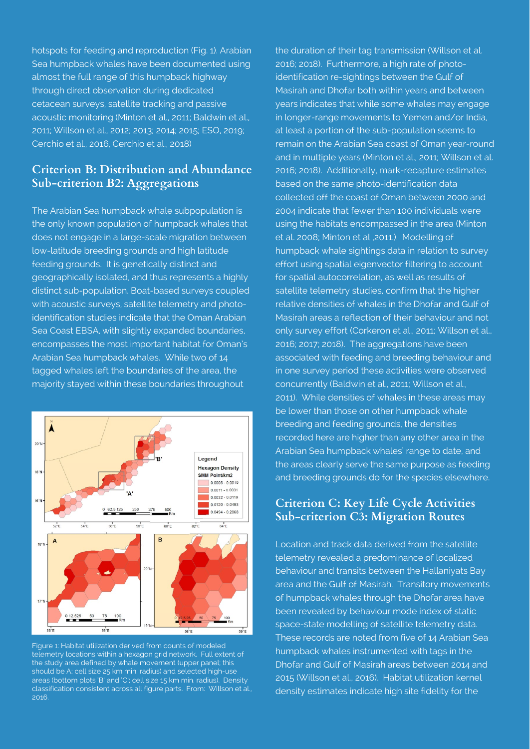hotspots for feeding and reproduction (Fig. 1). Arabian Sea humpback whales have been documented using almost the full range of this humpback highway through direct observation during dedicated cetacean surveys, satellite tracking and passive acoustic monitoring (Minton et al., 2011; Baldwin et al., 2011; Willson et al., 2012; 2013; 2014; 2015; ESO, 2019; Cerchio et al., 2016, Cerchio et al., 2018)

## Criterion B: Distribution and Abundance Sub-criterion B2: Aggregations

The Arabian Sea humpback whale subpopulation is the only known population of humpback whales that does not engage in a large-scale migration between low-latitude breeding grounds and high latitude feeding grounds. It is genetically distinct and geographically isolated, and thus represents a highly distinct sub-population. Boat-based surveys coupled with acoustic surveys, satellite telemetry and photo-identification studies indicate that the Oman Arabian Sea Coast EBSA, with slightly expanded boundaries, encompasses the most important habitat for Oman's Arabian Sea humpback whales. While two of 14 tagged whales left the boundaries of the area, the majority stayed within these boundaries throughout the duration of their tag transmission (Willson et al. 2016; 2018). Furthermore, a high rate of photo-identification re-sightings between the Gulf of Masirah and Dhofar both within years and between years indicates that while some whales may engage in longer-range movements to Yemen and/or India, at least a portion of the sub-population seems to remain on the Arabian Sea coast of Oman year-round and in multiple years (Minton et al., 2011; Willson et al. 2016; 2018). Additionally, mark-recapture estimates based on the same photo-identification data collected off the coast of Oman between 2000 and 2004 indicate that fewer than 100 individuals were using the habitats encompassed in the area (Minton et al. 2008; Minton et al ,2011.). Modelling of humpback whale sightings data in relation to survey effort using spatial eigenvector filtering to account for spatial autocorrelation, as well as results of satellite telemetry studies, confirm that the higher relative densities of whales in the Dhofar and Gulf of Masirah areas a reflection of their behaviour and not only survey effort (Corkeron et al., 2011; Willson et al., 2016; 2017; 2018). The aggregations have been associated with feeding and breeding behaviour and in one survey period these activities were observed concurrently (Baldwin et al., 2011; Willson et al., 2011). While densities of whales in these areas may be lower than those on other humpback whale breeding and feeding grounds, the densities recorded here are higher than any other area in the Arabian Sea humpback whales' range to date, and the areas clearly serve the same purpose as feeding and breeding grounds do for the species elsewhere.

Figure 1: Habitat utilization derived from counts of modeled telemetry locations within a hexagon grid network. Full extent of the study area defined by whale movement (upper panel; this should be A; cell size 25 km min. radius) and selected high-use areas (bottom plots 'B' and 'C'; cell size 15 km min. radius). Density classification consistent across all figure parts. From: Willson et al., 2016.

## Criterion C: Key Life Cycle Activities Sub-criterion C3: Migration Routes

Location and track data derived from the satellite telemetry revealed a predominance of localized behaviour and transits between the Hallaniyats Bay area and the Gulf of Masirah. Transitory movements of humpback whales through the Dhofar area have been revealed by behaviour mode index of static space-state modelling of satellite telemetry data. These records are noted from five of 14 Arabian Sea humpback whales instrumented with tags in the Dhofar and Gulf of Masirah areas between 2014 and 2015 (Willson et al., 2016). Habitat utilization kernel density estimates indicate high site fidelity for the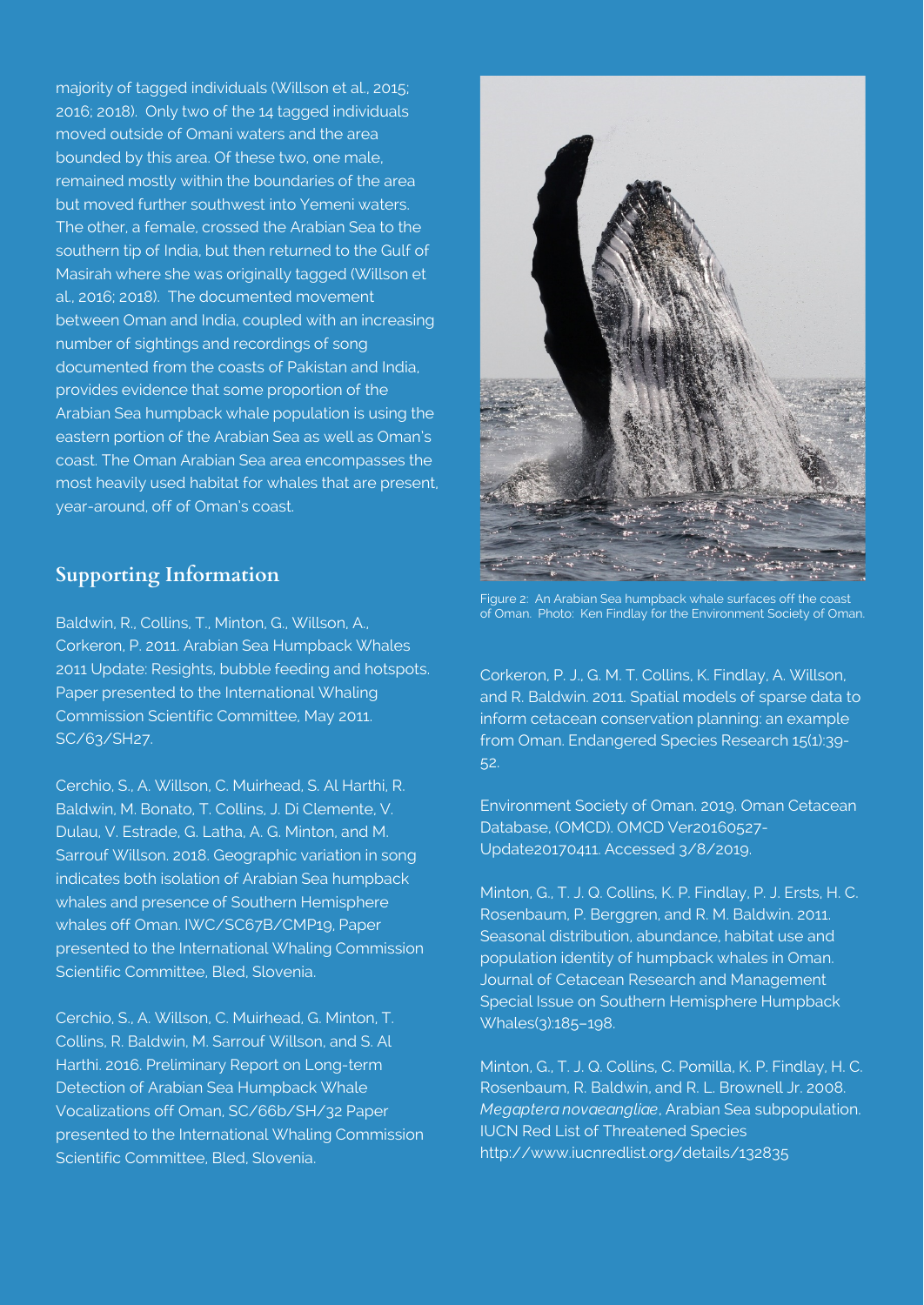majority of tagged individuals (Willson et al., 2015; 2016; 2018). Only two of the 14 tagged individuals moved outside of Omani waters and the area bounded by this area. Of these two, one male, remained mostly within the boundaries of the area but moved further southwest into Yemeni waters. The other, a female, crossed the Arabian Sea to the southern tip of India, but then returned to the Gulf of Masirah where she was originally tagged (Willson et al., 2016; 2018). The documented movement between Oman and India, coupled with an increasing number of sightings and recordings of song documented from the coasts of Pakistan and India, provides evidence that some proportion of the Arabian Sea humpback whale population is using the eastern portion of the Arabian Sea as well as Oman's coast. The Oman Arabian Sea area encompasses the most heavily used habitat for whales that are present, year-around, off of Oman's coast.

Figure 2: An Arabian Sea humpback whale surfaces off the coast of Oman. Photo: Ken Findlay for the Environment Society of Oman.

## Supporting Information

Baldwin, R., Collins, T., Minton, G., Willson, A., Corkeron, P. 2011. Arabian Sea Humpback Whales 2011 Update: Resights, bubble feeding and hotspots. Paper presented to the International Whaling Commission Scientific Committee, May 2011. SC/63/SH27.

Cerchio, S., A. Willson, C. Muirhead, S. Al Harthi, R. Baldwin, M. Bonato, T. Collins, J. Di Clemente, V. Dulau, V. Estrade, G. Latha, A. G. Minton, and M. Sarrouf Willson. 2018. Geographic variation in song indicates both isolation of Arabian Sea humpback whales and presence of Southern Hemisphere whales off Oman. IWC/SC67B/CMP19, Paper presented to the International Whaling Commission Scientific Committee, Bled, Slovenia.

Cerchio, S., A. Willson, C. Muirhead, G. Minton, T. Collins, R. Baldwin, M. Sarrouf Willson, and S. Al Harthi. 2016. Preliminary Report on Long-term Detection of Arabian Sea Humpback Whale Vocalizations off Oman, SC/66b/SH/32 Paper presented to the International Whaling Commission Scientific Committee, Bled, Slovenia.

Corkeron, P. J., G. M. T. Collins, K. Findlay, A. Willson, and R. Baldwin. 2011. Spatial models of sparse data to inform cetacean conservation planning: an example from Oman. Endangered Species Research 15(1):39-52.

Environment Society of Oman. 2019. Oman Cetacean Database, (OMCD). OMCD Ver20160527-Update20170411. Accessed 3/8/2019.

Minton, G., T. J. Q. Collins, K. P. Findlay, P. J. Ersts, H. C. Rosenbaum, P. Berggren, and R. M. Baldwin. 2011. Seasonal distribution, abundance, habitat use and population identity of humpback whales in Oman. Journal of Cetacean Research and Management Special Issue on Southern Hemisphere Humpback Whales(3):185–198.

Minton, G., T. J. Q. Collins, C. Pomilla, K. P. Findlay, H. C. Rosenbaum, R. Baldwin, and R. L. Brownell Jr. 2008. *Megaptera novaeangliae*, Arabian Sea subpopulation. IUCN Red List of Threatened Species http://www.iucnredlist.org/details/132835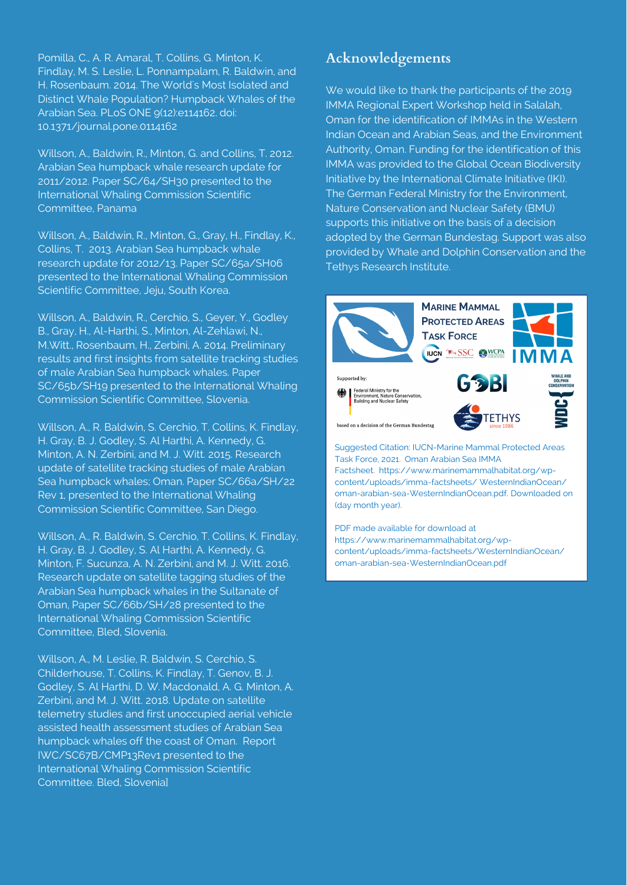Pomilla, C., A. R. Amaral, T. Collins, G. Minton, K. Findlay, M. S. Leslie, L. Ponnampalam, R. Baldwin, and H. Rosenbaum. 2014. The World's Most Isolated and Distinct Whale Population? Humpback Whales of the Arabian Sea. PLoS ONE 9(12):e114162. doi: 10.1371/journal.pone.0114162

Willson, A., Baldwin, R., Minton, G. and Collins, T. 2012. Arabian Sea humpback whale research update for 2011/2012. Paper SC/64/SH30 presented to the International Whaling Commission Scientific Committee, Panama

Willson, A., Baldwin, R., Minton, G., Gray, H., Findlay, K., Collins, T. 2013. Arabian Sea humpback whale research update for 2012/13. Paper SC/65a/SH06 presented to the International Whaling Commission Scientific Committee, Jeju, South Korea.

Willson, A., Baldwin, R., Cerchio, S., Geyer, Y., Godley B., Gray, H., Al-Harthi, S., Minton, Al-Zehlawi, N., M.Witt., Rosenbaum, H., Zerbini, A. 2014. Preliminary results and first insights from satellite tracking studies of male Arabian Sea humpback whales. Paper SC/65b/SH19 presented to the International Whaling Commission Scientific Committee, Slovenia.

Willson, A., R. Baldwin, S. Cerchio, T. Collins, K. Findlay, H. Gray, B. J. Godley, S. Al Harthi, A. Kennedy, G. Minton, A. N. Zerbini, and M. J. Witt. 2015. Research update of satellite tracking studies of male Arabian Sea humpback whales; Oman. Paper SC/66a/SH/22 Rev 1, presented to the International Whaling Commission Scientific Committee, San Diego.

Willson, A., R. Baldwin, S. Cerchio, T. Collins, K. Findlay, H. Gray, B. J. Godley, S. Al Harthi, A. Kennedy, G. Minton, F. Sucunza, A. N. Zerbini, and M. J. Witt. 2016. Research update on satellite tagging studies of the Arabian Sea humpback whales in the Sultanate of Oman, Paper SC/66b/SH/28 presented to the International Whaling Commission Scientific Committee, Bled, Slovenia.

Willson, A., M. Leslie, R. Baldwin, S. Cerchio, S. Childerhouse, T. Collins, K. Findlay, T. Genov, B. J. Godley, S. Al Harthi, D. W. Macdonald, A. G. Minton, A. Zerbini, and M. J. Witt. 2018. Update on satellite telemetry studies and first unoccupied aerial vehicle assisted health assessment studies of Arabian Sea humpback whales off the coast of Oman. Report IWC/SC67B/CMP13Rev1 presented to the International Whaling Commission Scientific Committee. Bled, Slovenia]

## Acknowledgements

We would like to thank the participants of the 2019 IMMA Regional Expert Workshop held in Salalah, Oman for the identification of IMMAs in the Western Indian Ocean and Arabian Seas, and the Environment Authority, Oman. Funding for the identification of this IMMA was provided to the Global Ocean Biodiversity Initiative by the International Climate Initiative (IKI). The German Federal Ministry for the Environment, Nature Conservation and Nuclear Safety (BMU) supports this initiative on the basis of a decision adopted by the German Bundestag. Support was also provided by Whale and Dolphin Conservation and the Tethys Research Institute.

MARINE MAMMAL PROTECTED AREAS TASK FORCE

IUCN SSC WCPA IMMA

Supported by:

Federal Ministry for the Environment, Nature Conservation, Building and Nuclear Safety

based on a decision of the German Bundestag

GOBI

TETHYS since 1986

WHALE AND DOLPHIN CONSERVATION WDC

Suggested Citation: IUCN-Marine Mammal Protected Areas Task Force, 2021. Oman Arabian Sea IMMA Factsheet. https://www.marinemammalhabitat.org/wp-content/uploads/imma-factsheets/ WesternIndianOcean/oman-arabian-sea-WesternIndianOcean.pdf. Downloaded on (day month year).

PDF made available for download at https://www.marinemammalhabitat.org/wp-content/uploads/imma-factsheets/WesternIndianOcean/oman-arabian-sea-WesternIndianOcean.pdf